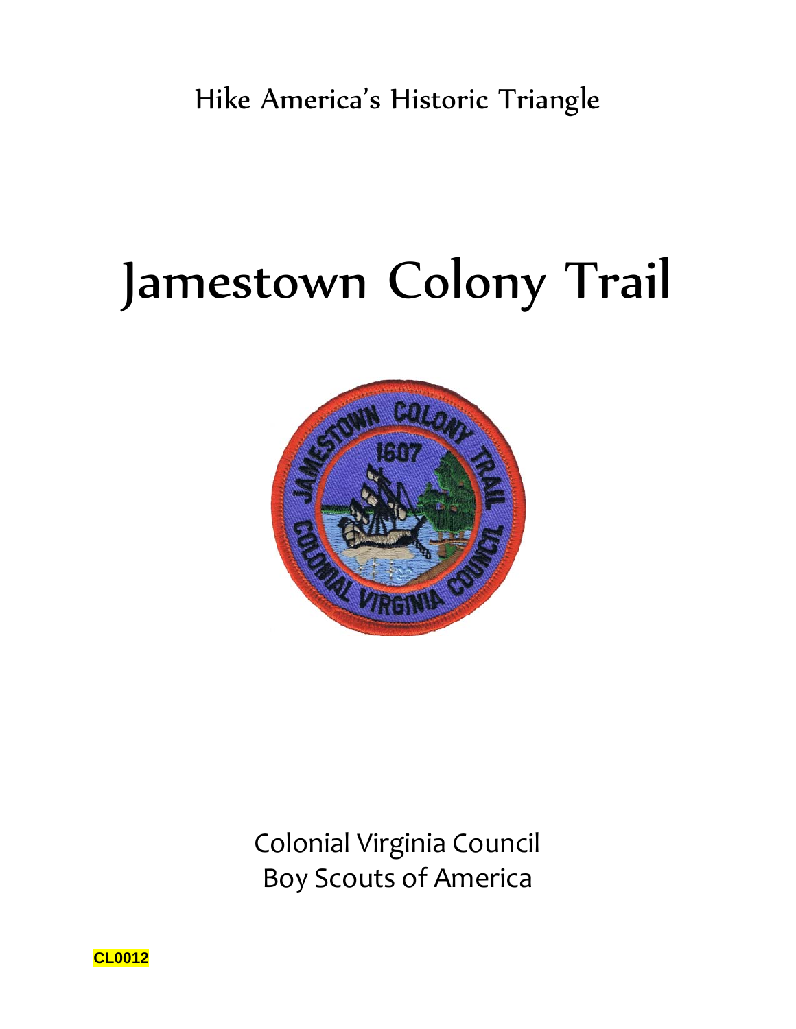Hike America's Historic Triangle

# Jamestown Colony Trail

Colonial Virginia Council
Boy Scouts of America

CL0012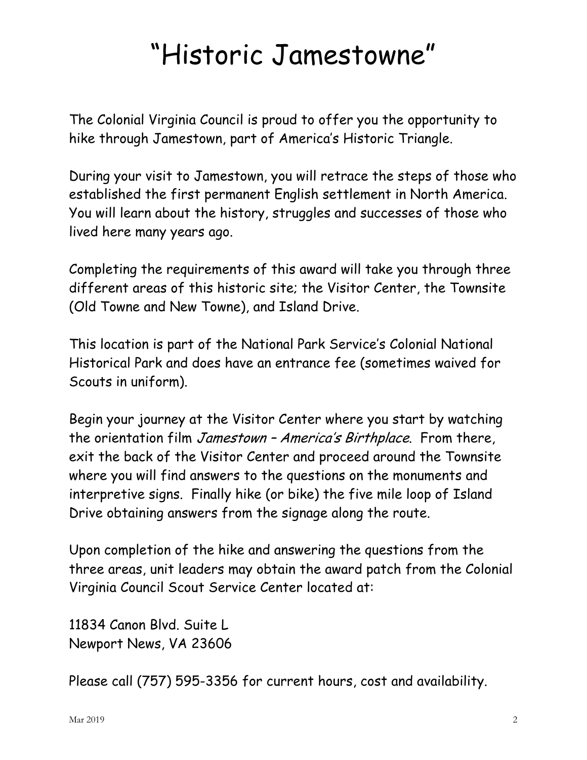# “Historic Jamestowne”

The Colonial Virginia Council is proud to offer you the opportunity to hike through Jamestown, part of America’s Historic Triangle.

During your visit to Jamestown, you will retrace the steps of those who established the first permanent English settlement in North America. You will learn about the history, struggles and successes of those who lived here many years ago.

Completing the requirements of this award will take you through three different areas of this historic site; the Visitor Center, the Townsite (Old Towne and New Towne), and Island Drive.

This location is part of the National Park Service’s Colonial National Historical Park and does have an entrance fee (sometimes waived for Scouts in uniform).

Begin your journey at the Visitor Center where you start by watching the orientation film *Jamestown – America’s Birthplace*. From there, exit the back of the Visitor Center and proceed around the Townsite where you will find answers to the questions on the monuments and interpretive signs. Finally hike (or bike) the five mile loop of Island Drive obtaining answers from the signage along the route.

Upon completion of the hike and answering the questions from the three areas, unit leaders may obtain the award patch from the Colonial Virginia Council Scout Service Center located at:

11834 Canon Blvd. Suite L
Newport News, VA 23606

Please call (757) 595-3356 for current hours, cost and availability.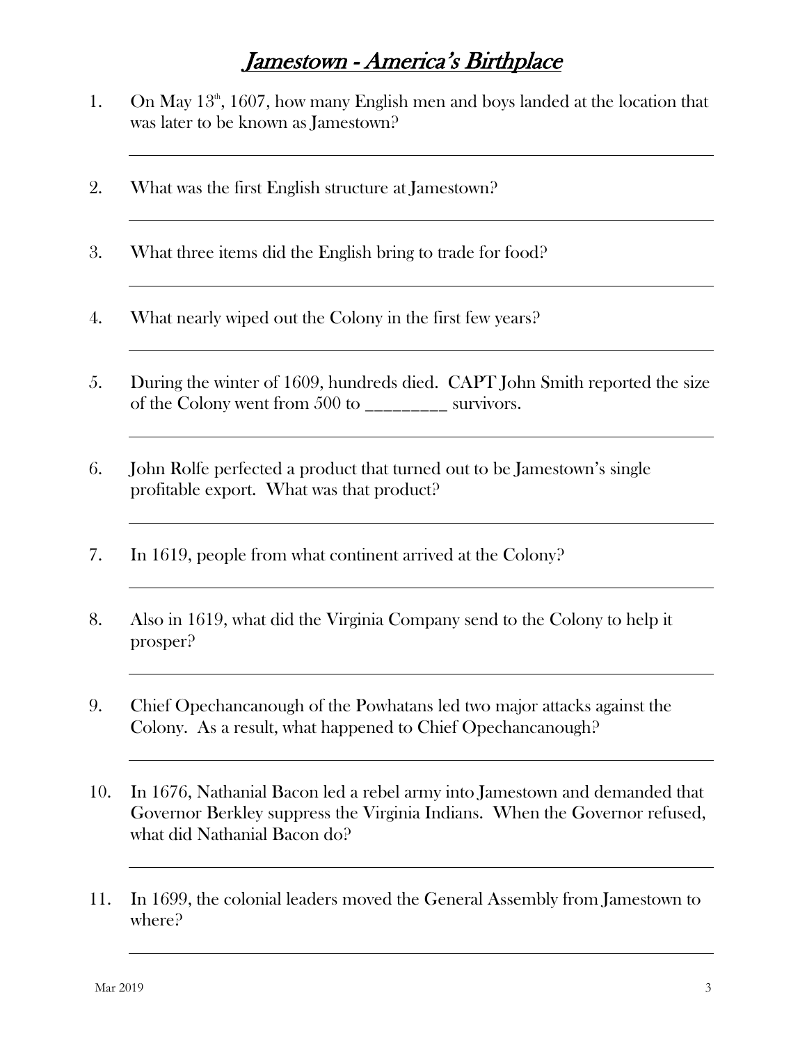# *Jamestown - America's Birthplace*

1. On May 13[th], 1607, how many English men and boys landed at the location that was later to be known as Jamestown?

   ______________________________________________________________

2. What was the first English structure at Jamestown?

   ______________________________________________________________

3. What three items did the English bring to trade for food?

   ______________________________________________________________

4. What nearly wiped out the Colony in the first few years?

   ______________________________________________________________

5. During the winter of 1609, hundreds died. CAPT John Smith reported the size of the Colony went from 500 to _________ survivors.

   ______________________________________________________________

6. John Rolfe perfected a product that turned out to be Jamestown's single profitable export. What was that product?

   ______________________________________________________________

7. In 1619, people from what continent arrived at the Colony?

   ______________________________________________________________

8. Also in 1619, what did the Virginia Company send to the Colony to help it prosper?

   ______________________________________________________________

9. Chief Opechancanough of the Powhatans led two major attacks against the Colony. As a result, what happened to Chief Opechancanough?

   ______________________________________________________________

10. In 1676, Nathanial Bacon led a rebel army into Jamestown and demanded that Governor Berkley suppress the Virginia Indians. When the Governor refused, what did Nathanial Bacon do?

    ______________________________________________________________

11. In 1699, the colonial leaders moved the General Assembly from Jamestown to where?

    ______________________________________________________________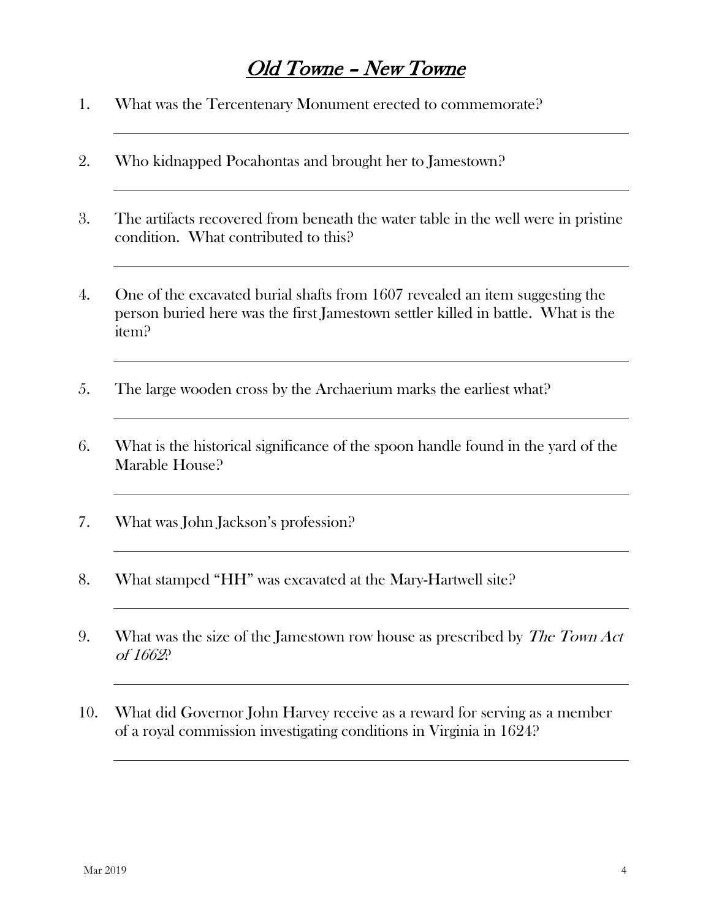# *Old Towne – New Towne*

1. What was the Tercentenary Monument erected to commemorate?

2. Who kidnapped Pocahontas and brought her to Jamestown?

3. The artifacts recovered from beneath the water table in the well were in pristine condition. What contributed to this?

4. One of the excavated burial shafts from 1607 revealed an item suggesting the person buried here was the first Jamestown settler killed in battle. What is the item?

5. The large wooden cross by the Archaerium marks the earliest what?

6. What is the historical significance of the spoon handle found in the yard of the Marable House?

7. What was John Jackson's profession?

8. What stamped "HH" was excavated at the Mary-Hartwell site?

9. What was the size of the Jamestown row house as prescribed by *The Town Act of 1662*?

10. What did Governor John Harvey receive as a reward for serving as a member of a royal commission investigating conditions in Virginia in 1624?

Mar 2019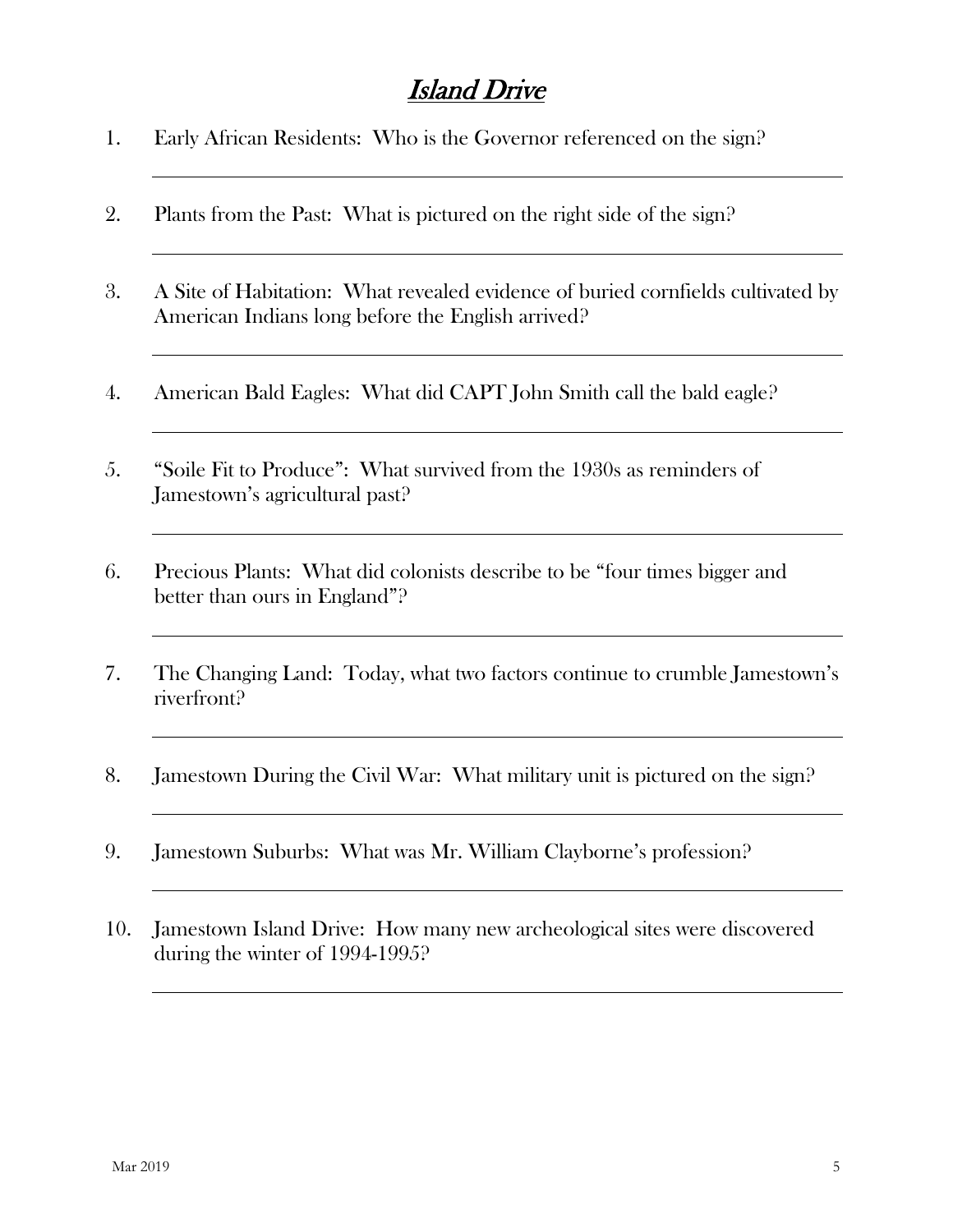# *Island Drive*

1. Early African Residents: Who is the Governor referenced on the sign?

2. Plants from the Past: What is pictured on the right side of the sign?

3. A Site of Habitation: What revealed evidence of buried cornfields cultivated by American Indians long before the English arrived?

4. American Bald Eagles: What did CAPT John Smith call the bald eagle?

5. "Soile Fit to Produce": What survived from the 1930s as reminders of Jamestown's agricultural past?

6. Precious Plants: What did colonists describe to be "four times bigger and better than ours in England"?

7. The Changing Land: Today, what two factors continue to crumble Jamestown's riverfront?

8. Jamestown During the Civil War: What military unit is pictured on the sign?

9. Jamestown Suburbs: What was Mr. William Clayborne's profession?

10. Jamestown Island Drive: How many new archeological sites were discovered during the winter of 1994-1995?

Mar 2019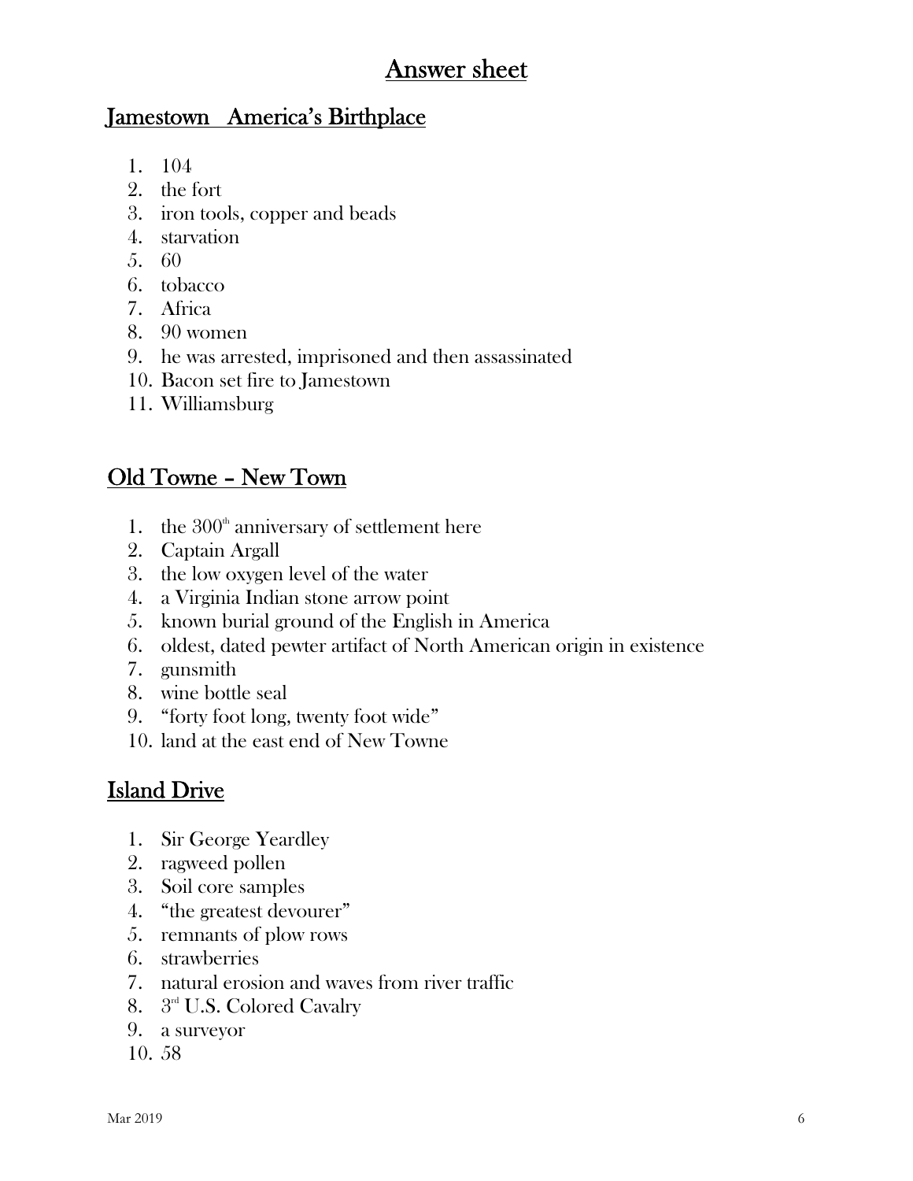# Answer sheet

## Jamestown   America's Birthplace

1. 104
2. the fort
3. iron tools, copper and beads
4. starvation
5. 60
6. tobacco
7. Africa
8. 90 women
9. he was arrested, imprisoned and then assassinated
10. Bacon set fire to Jamestown
11. Williamsburg

## Old Towne – New Town

1. the 300th anniversary of settlement here
2. Captain Argall
3. the low oxygen level of the water
4. a Virginia Indian stone arrow point
5. known burial ground of the English in America
6. oldest, dated pewter artifact of North American origin in existence
7. gunsmith
8. wine bottle seal
9. "forty foot long, twenty foot wide"
10. land at the east end of New Towne

## Island Drive

1. Sir George Yeardley
2. ragweed pollen
3. Soil core samples
4. "the greatest devourer"
5. remnants of plow rows
6. strawberries
7. natural erosion and waves from river traffic
8. 3rd U.S. Colored Cavalry
9. a surveyor
10. 58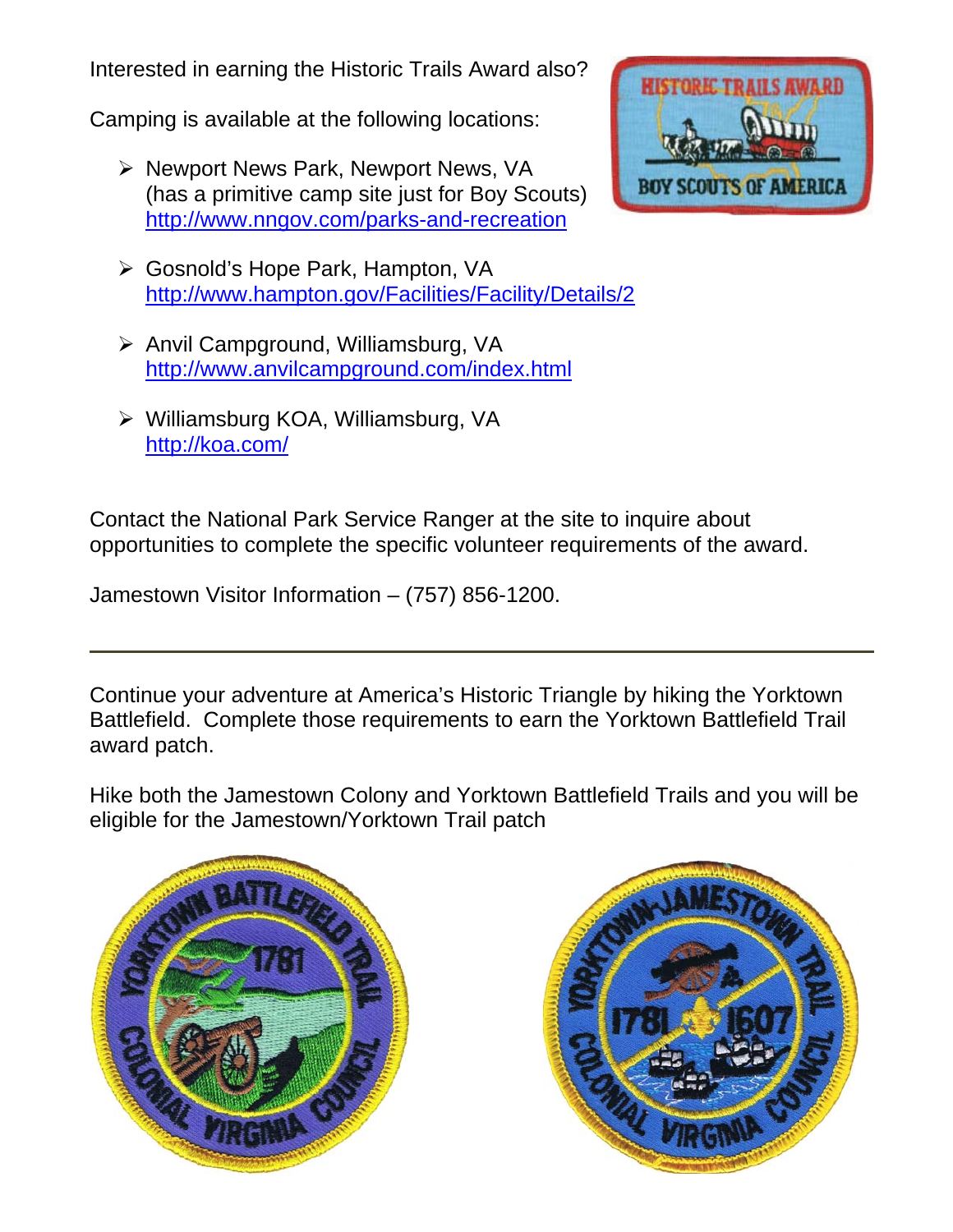Interested in earning the Historic Trails Award also?

Camping is available at the following locations:

- Newport News Park, Newport News, VA (has a primitive camp site just for Boy Scouts) http://www.nngov.com/parks-and-recreation
- Gosnold's Hope Park, Hampton, VA http://www.hampton.gov/Facilities/Facility/Details/2
- Anvil Campground, Williamsburg, VA http://www.anvilcampground.com/index.html
- Williamsburg KOA, Williamsburg, VA http://koa.com/

Contact the National Park Service Ranger at the site to inquire about opportunities to complete the specific volunteer requirements of the award.

Jamestown Visitor Information – (757) 856-1200.

---

Continue your adventure at America's Historic Triangle by hiking the Yorktown Battlefield. Complete those requirements to earn the Yorktown Battlefield Trail award patch.

Hike both the Jamestown Colony and Yorktown Battlefield Trails and you will be eligible for the Jamestown/Yorktown Trail patch